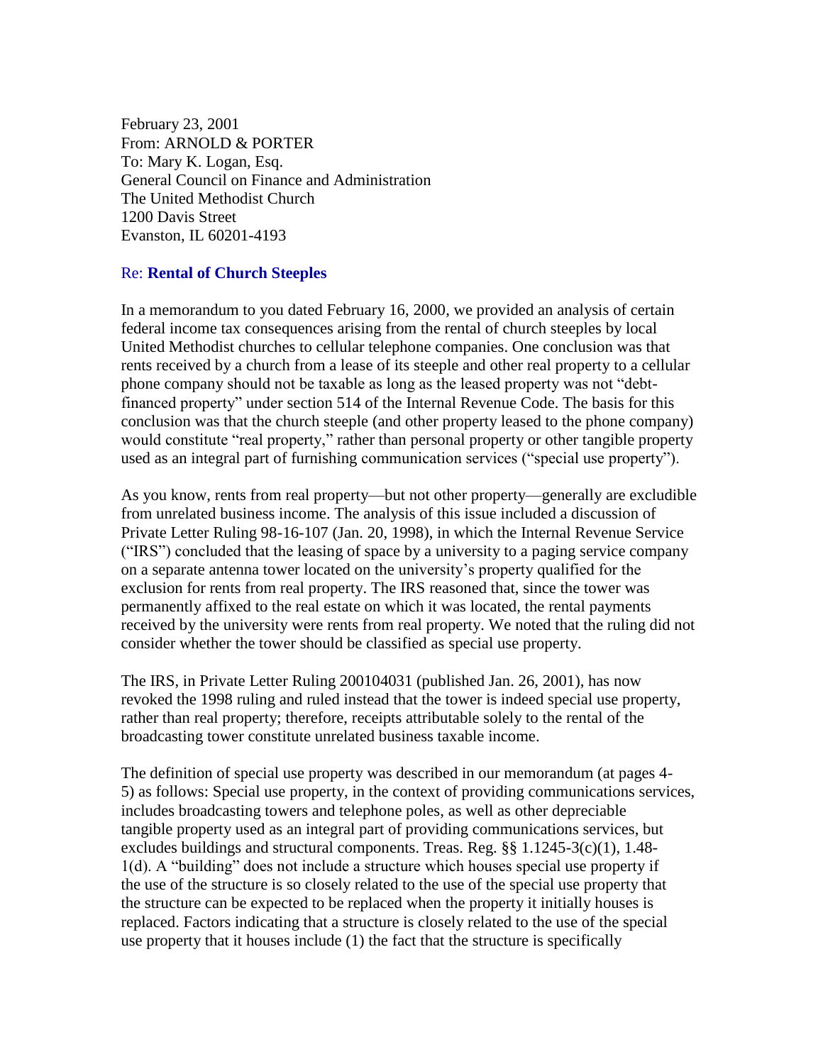February 23, 2001
From: ARNOLD & PORTER
To: Mary K. Logan, Esq.
General Council on Finance and Administration
The United Methodist Church
1200 Davis Street
Evanston, IL 60201-4193

Re: **Rental of Church Steeples**

In a memorandum to you dated February 16, 2000, we provided an analysis of certain federal income tax consequences arising from the rental of church steeples by local United Methodist churches to cellular telephone companies. One conclusion was that rents received by a church from a lease of its steeple and other real property to a cellular phone company should not be taxable as long as the leased property was not "debt-financed property" under section 514 of the Internal Revenue Code. The basis for this conclusion was that the church steeple (and other property leased to the phone company) would constitute "real property," rather than personal property or other tangible property used as an integral part of furnishing communication services ("special use property").

As you know, rents from real property—but not other property—generally are excludible from unrelated business income. The analysis of this issue included a discussion of Private Letter Ruling 98-16-107 (Jan. 20, 1998), in which the Internal Revenue Service ("IRS") concluded that the leasing of space by a university to a paging service company on a separate antenna tower located on the university's property qualified for the exclusion for rents from real property. The IRS reasoned that, since the tower was permanently affixed to the real estate on which it was located, the rental payments received by the university were rents from real property. We noted that the ruling did not consider whether the tower should be classified as special use property.

The IRS, in Private Letter Ruling 200104031 (published Jan. 26, 2001), has now revoked the 1998 ruling and ruled instead that the tower is indeed special use property, rather than real property; therefore, receipts attributable solely to the rental of the broadcasting tower constitute unrelated business taxable income.

The definition of special use property was described in our memorandum (at pages 4-5) as follows: Special use property, in the context of providing communications services, includes broadcasting towers and telephone poles, as well as other depreciable tangible property used as an integral part of providing communications services, but excludes buildings and structural components. Treas. Reg. §§ 1.1245-3(c)(1), 1.48-1(d). A "building" does not include a structure which houses special use property if the use of the structure is so closely related to the use of the special use property that the structure can be expected to be replaced when the property it initially houses is replaced. Factors indicating that a structure is closely related to the use of the special use property that it houses include (1) the fact that the structure is specifically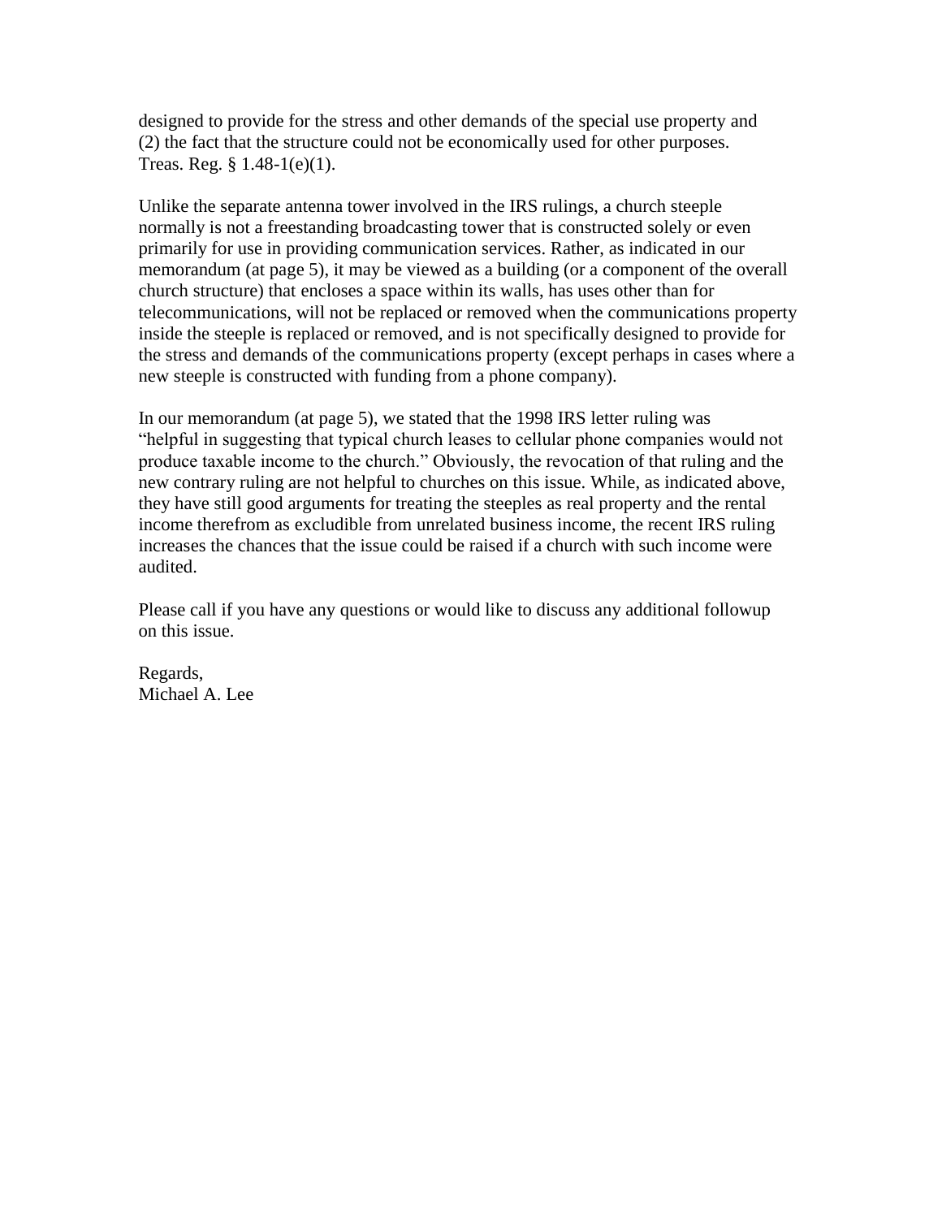designed to provide for the stress and other demands of the special use property and (2) the fact that the structure could not be economically used for other purposes. Treas. Reg. § 1.48-1(e)(1).

Unlike the separate antenna tower involved in the IRS rulings, a church steeple normally is not a freestanding broadcasting tower that is constructed solely or even primarily for use in providing communication services. Rather, as indicated in our memorandum (at page 5), it may be viewed as a building (or a component of the overall church structure) that encloses a space within its walls, has uses other than for telecommunications, will not be replaced or removed when the communications property inside the steeple is replaced or removed, and is not specifically designed to provide for the stress and demands of the communications property (except perhaps in cases where a new steeple is constructed with funding from a phone company).

In our memorandum (at page 5), we stated that the 1998 IRS letter ruling was "helpful in suggesting that typical church leases to cellular phone companies would not produce taxable income to the church." Obviously, the revocation of that ruling and the new contrary ruling are not helpful to churches on this issue. While, as indicated above, they have still good arguments for treating the steeples as real property and the rental income therefrom as excludible from unrelated business income, the recent IRS ruling increases the chances that the issue could be raised if a church with such income were audited.

Please call if you have any questions or would like to discuss any additional followup on this issue.

Regards,
Michael A. Lee